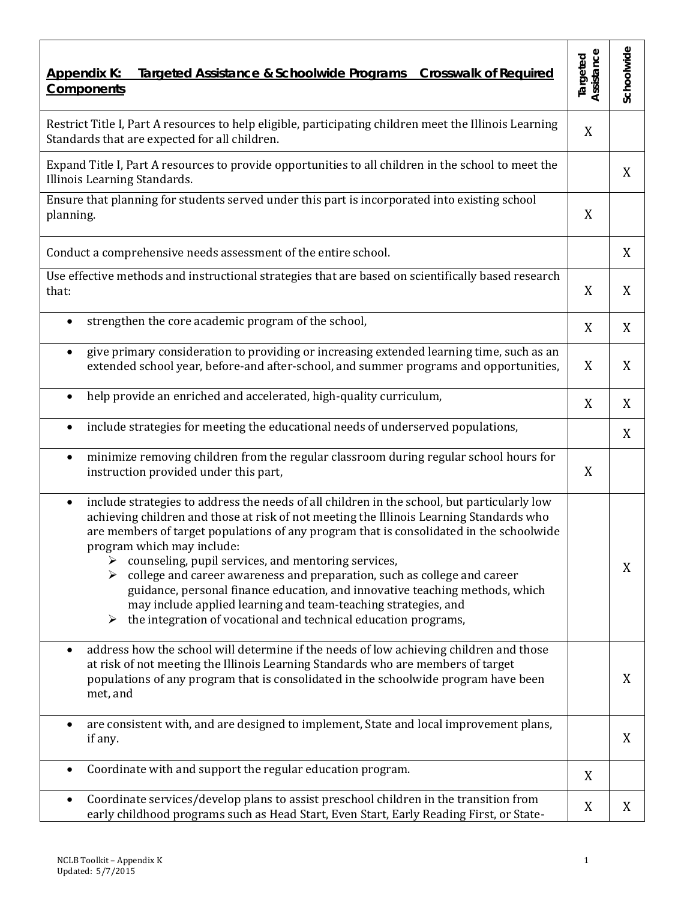| Appendix K: Targeted Assistance & Schoolwide Programs Crosswalk of Required Components | Targeted Assistance | Schoolwide |
|---|---|---|
| Restrict Title I, Part A resources to help eligible, participating children meet the Illinois Learning Standards that are expected for all children. | X | |
| Expand Title I, Part A resources to provide opportunities to all children in the school to meet the Illinois Learning Standards. | | X |
| Ensure that planning for students served under this part is incorporated into existing school planning. | X | |
| Conduct a comprehensive needs assessment of the entire school. | | X |
| Use effective methods and instructional strategies that are based on scientifically based research that: | X | X |
| • strengthen the core academic program of the school, | X | X |
| • give primary consideration to providing or increasing extended learning time, such as an extended school year, before-and after-school, and summer programs and opportunities, | X | X |
| • help provide an enriched and accelerated, high-quality curriculum, | X | X |
| • include strategies for meeting the educational needs of underserved populations, | | X |
| • minimize removing children from the regular classroom during regular school hours for instruction provided under this part, | X | |
| • include strategies to address the needs of all children in the school, but particularly low achieving children and those at risk of not meeting the Illinois Learning Standards who are members of target populations of any program that is consolidated in the schoolwide program which may include: <br>➢ counseling, pupil services, and mentoring services, <br>➢ college and career awareness and preparation, such as college and career guidance, personal finance education, and innovative teaching methods, which may include applied learning and team-teaching strategies, and <br>➢ the integration of vocational and technical education programs, | | X |
| • address how the school will determine if the needs of low achieving children and those at risk of not meeting the Illinois Learning Standards who are members of target populations of any program that is consolidated in the schoolwide program have been met, and | | X |
| • are consistent with, and are designed to implement, State and local improvement plans, if any. | | X |
| • Coordinate with and support the regular education program. | X | |
| • Coordinate services/develop plans to assist preschool children in the transition from early childhood programs such as Head Start, Even Start, Early Reading First, or State- | X | X |

NCLB Toolkit – Appendix K
Updated: 5/7/2015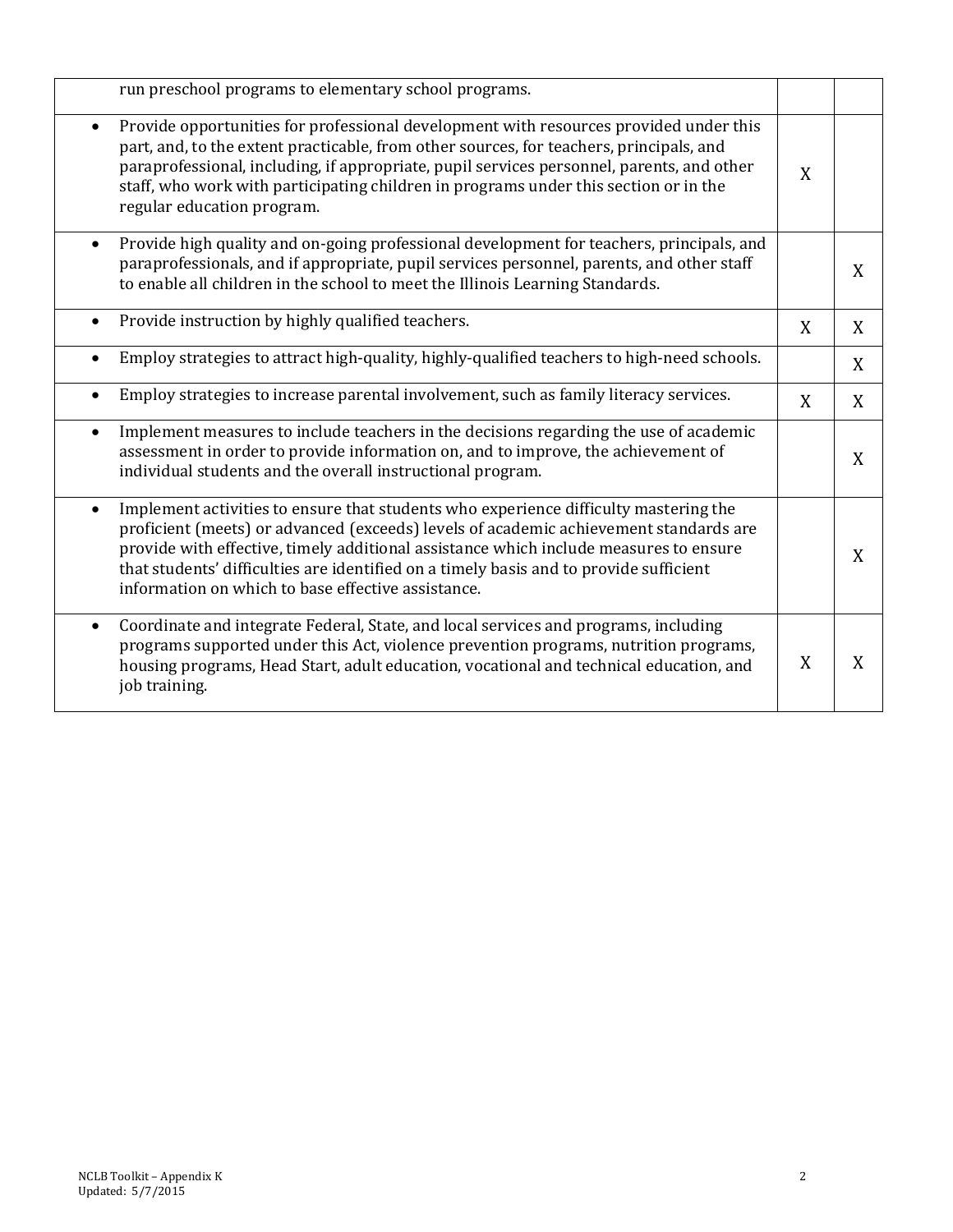| | | |
|---|---|---|
| run preschool programs to elementary school programs. | | |
| • Provide opportunities for professional development with resources provided under this part, and, to the extent practicable, from other sources, for teachers, principals, and paraprofessional, including, if appropriate, pupil services personnel, parents, and other staff, who work with participating children in programs under this section or in the regular education program. | X | |
| • Provide high quality and on-going professional development for teachers, principals, and paraprofessionals, and if appropriate, pupil services personnel, parents, and other staff to enable all children in the school to meet the Illinois Learning Standards. | | X |
| • Provide instruction by highly qualified teachers. | X | X |
| • Employ strategies to attract high-quality, highly-qualified teachers to high-need schools. | | X |
| • Employ strategies to increase parental involvement, such as family literacy services. | X | X |
| • Implement measures to include teachers in the decisions regarding the use of academic assessment in order to provide information on, and to improve, the achievement of individual students and the overall instructional program. | | X |
| • Implement activities to ensure that students who experience difficulty mastering the proficient (meets) or advanced (exceeds) levels of academic achievement standards are provide with effective, timely additional assistance which include measures to ensure that students' difficulties are identified on a timely basis and to provide sufficient information on which to base effective assistance. | | X |
| • Coordinate and integrate Federal, State, and local services and programs, including programs supported under this Act, violence prevention programs, nutrition programs, housing programs, Head Start, adult education, vocational and technical education, and job training. | X | X |